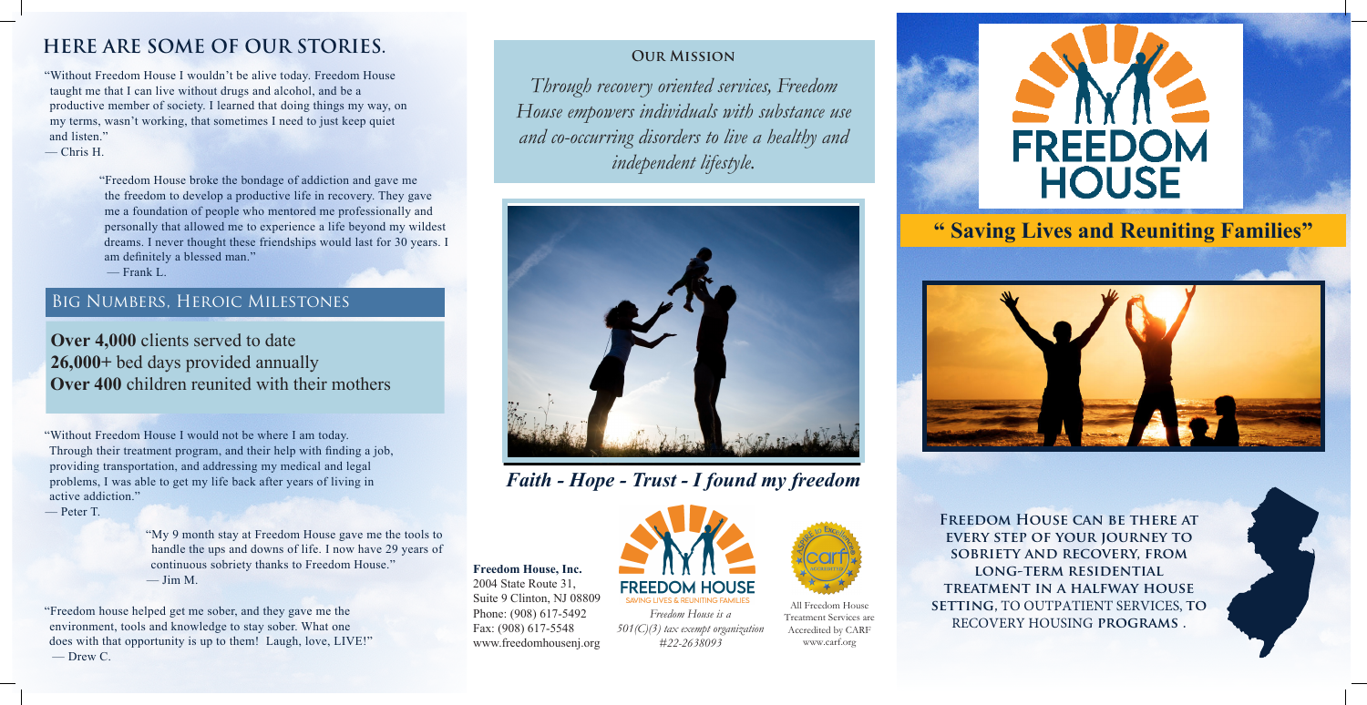## HERE ARE SOME OF OUR STORIES.

"Without Freedom House I wouldn't be alive today. Freedom House taught me that I can live without drugs and alcohol, and be a productive member of society. I learned that doing things my way, on my terms, wasn't working, that sometimes I need to just keep quiet and listen."
— Chris H.

"Freedom House broke the bondage of addiction and gave me the freedom to develop a productive life in recovery. They gave me a foundation of people who mentored me professionally and personally that allowed me to experience a life beyond my wildest dreams. I never thought these friendships would last for 30 years. I am definitely a blessed man."
— Frank L.

## Big Numbers, Heroic Milestones

**Over 4,000** clients served to date
**26,000+** bed days provided annually
**Over 400** children reunited with their mothers

"Without Freedom House I would not be where I am today. Through their treatment program, and their help with finding a job, providing transportation, and addressing my medical and legal problems, I was able to get my life back after years of living in active addiction."
— Peter T.

"My 9 month stay at Freedom House gave me the tools to handle the ups and downs of life. I now have 29 years of continuous sobriety thanks to Freedom House."
— Jim M.

"Freedom house helped get me sober, and they gave me the environment, tools and knowledge to stay sober. What one does with that opportunity is up to them! Laugh, love, LIVE!"
— Drew C.

## Our Mission

*Through recovery oriented services, Freedom House empowers individuals with substance use and co-occurring disorders to live a healthy and independent lifestyle.*

***Faith - Hope - Trust - I found my freedom***

**Freedom House, Inc.**
2004 State Route 31,
Suite 9 Clinton, NJ 08809
Phone: (908) 617-5492
Fax: (908) 617-5548
www.freedomhousenj.org

FREEDOM HOUSE
SAVING LIVES & REUNITING FAMILIES

*Freedom House is a 501(C)(3) tax exempt organization #22-2638093*

All Freedom House Treatment Services are Accredited by CARF
www.carf.org

# FREEDOM HOUSE

## " Saving Lives and Reuniting Families"

**Freedom House can be there at every step of your journey to sobriety and recovery, from long-term residential treatment in a halfway house setting, to outpatient services, to recovery housing programs .**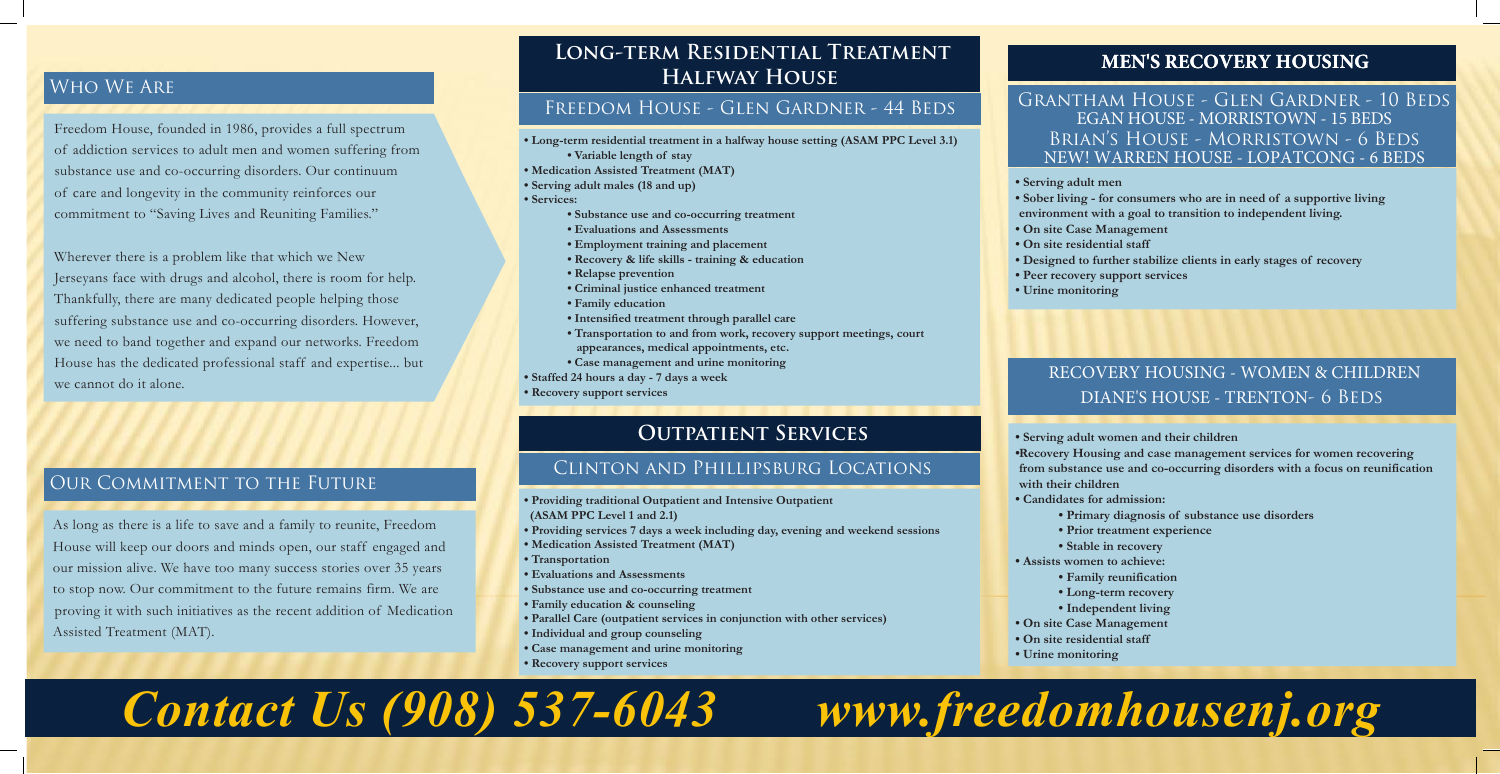## Who We Are

Freedom House, founded in 1986, provides a full spectrum of addiction services to adult men and women suffering from substance use and co-occurring disorders. Our continuum of care and longevity in the community reinforces our commitment to "Saving Lives and Reuniting Families."

Wherever there is a problem like that which we New Jerseyans face with drugs and alcohol, there is room for help. Thankfully, there are many dedicated people helping those suffering substance use and co-occurring disorders. However, we need to band together and expand our networks. Freedom House has the dedicated professional staff and expertise... but we cannot do it alone.

## Our Commitment to the Future

As long as there is a life to save and a family to reunite, Freedom House will keep our doors and minds open, our staff engaged and our mission alive. We have too many success stories over 35 years to stop now. Our commitment to the future remains firm. We are proving it with such initiatives as the recent addition of Medication Assisted Treatment (MAT).

## Long-term Residential Treatment Halfway House

### Freedom House - Glen Gardner - 44 Beds

- **Long-term residential treatment in a halfway house setting (ASAM PPC Level 3.1)**
  - **Variable length of stay**
- **Medication Assisted Treatment (MAT)**
- **Serving adult males (18 and up)**
- **Services:**
  - **Substance use and co-occurring treatment**
  - **Evaluations and Assessments**
  - **Employment training and placement**
  - **Recovery & life skills - training & education**
  - **Relapse prevention**
  - **Criminal justice enhanced treatment**
  - **Family education**
  - **Intensified treatment through parallel care**
  - **Transportation to and from work, recovery support meetings, court appearances, medical appointments, etc.**
  - **Case management and urine monitoring**
- **Staffed 24 hours a day - 7 days a week**
- **Recovery support services**

## Outpatient Services

### Clinton and Phillipsburg Locations

- **Providing traditional Outpatient and Intensive Outpatient (ASAM PPC Level 1 and 2.1)**
- **Providing services 7 days a week including day, evening and weekend sessions**
- **Medication Assisted Treatment (MAT)**
- **Transportation**
- **Evaluations and Assessments**
- **Substance use and co-occurring treatment**
- **Family education & counseling**
- **Parallel Care (outpatient services in conjunction with other services)**
- **Individual and group counseling**
- **Case management and urine monitoring**
- **Recovery support services**

## Men's Recovery Housing

### Grantham House - Glen Gardner - 10 Beds
### Egan House - Morristown - 15 Beds
### Brian's House - Morristown - 6 Beds
### New! Warren House - Lopatcong - 6 Beds

- **Serving adult men**
- **Sober living - for consumers who are in need of a supportive living environment with a goal to transition to independent living.**
- **On site Case Management**
- **On site residential staff**
- **Designed to further stabilize clients in early stages of recovery**
- **Peer recovery support services**
- **Urine monitoring**

## Recovery Housing - Women & Children

### Diane's House - Trenton- 6 Beds

- **Serving adult women and their children**
- **Recovery Housing and case management services for women recovering from substance use and co-occurring disorders with a focus on reunification with their children**
- **Candidates for admission:**
  - **Primary diagnosis of substance use disorders**
  - **Prior treatment experience**
  - **Stable in recovery**
- **Assists women to achieve:**
  - **Family reunification**
  - **Long-term recovery**
  - **Independent living**
- **On site Case Management**
- **On site residential staff**
- **Urine monitoring**

***Contact Us (908) 537-6043*** ***www.freedomhousenj.org***